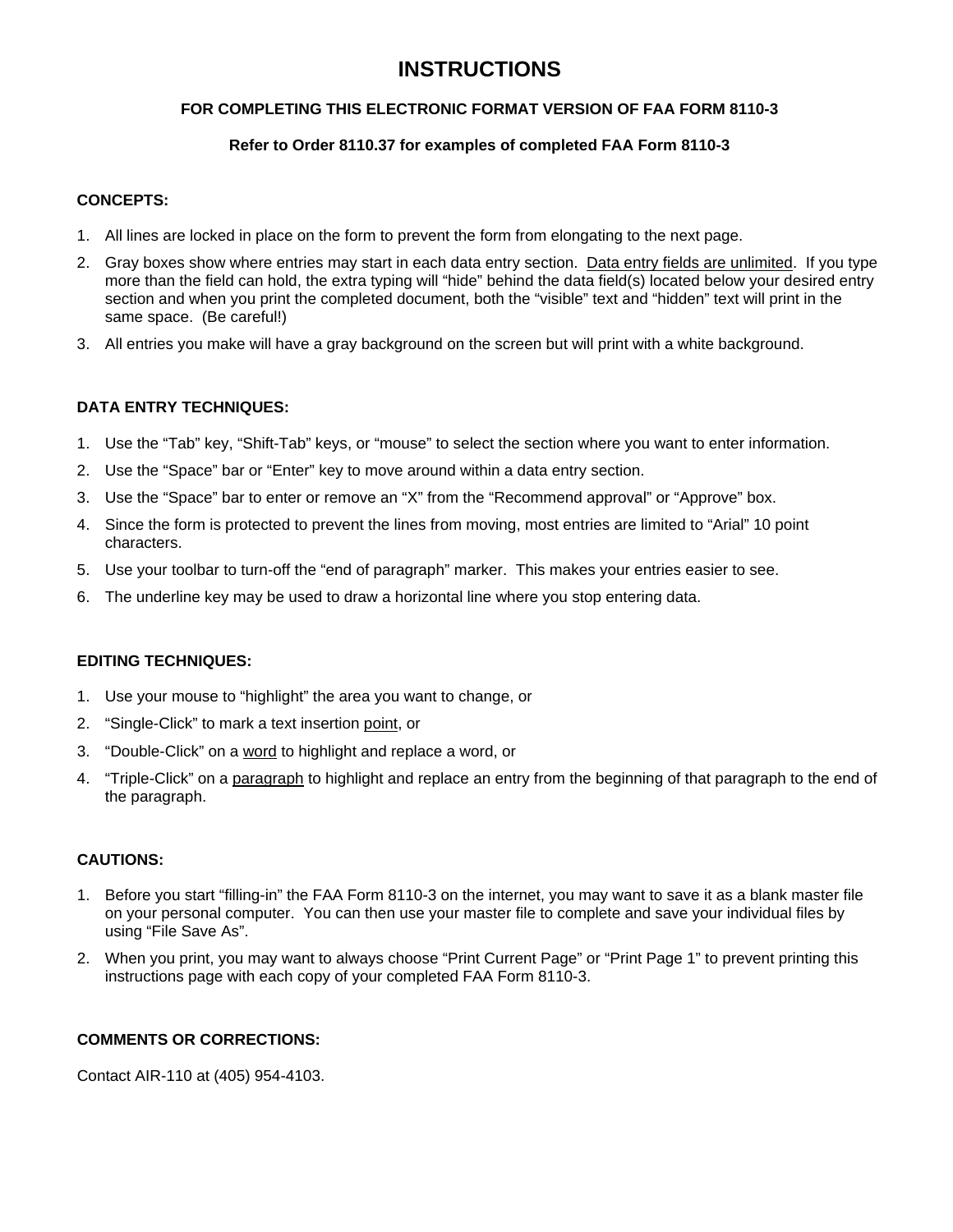# INSTRUCTIONS

**FOR COMPLETING THIS ELECTRONIC FORMAT VERSION OF FAA FORM 8110-3**

**Refer to Order 8110.37 for examples of completed FAA Form 8110-3**

**CONCEPTS:**

1. All lines are locked in place on the form to prevent the form from elongating to the next page.
2. Gray boxes show where entries may start in each data entry section. Data entry fields are unlimited. If you type more than the field can hold, the extra typing will "hide" behind the data field(s) located below your desired entry section and when you print the completed document, both the "visible" text and "hidden" text will print in the same space. (Be careful!)
3. All entries you make will have a gray background on the screen but will print with a white background.

**DATA ENTRY TECHNIQUES:**

1. Use the "Tab" key, "Shift-Tab" keys, or "mouse" to select the section where you want to enter information.
2. Use the "Space" bar or "Enter" key to move around within a data entry section.
3. Use the "Space" bar to enter or remove an "X" from the "Recommend approval" or "Approve" box.
4. Since the form is protected to prevent the lines from moving, most entries are limited to "Arial" 10 point characters.
5. Use your toolbar to turn-off the "end of paragraph" marker. This makes your entries easier to see.
6. The underline key may be used to draw a horizontal line where you stop entering data.

**EDITING TECHNIQUES:**

1. Use your mouse to "highlight" the area you want to change, or
2. "Single-Click" to mark a text insertion point, or
3. "Double-Click" on a word to highlight and replace a word, or
4. "Triple-Click" on a paragraph to highlight and replace an entry from the beginning of that paragraph to the end of the paragraph.

**CAUTIONS:**

1. Before you start "filling-in" the FAA Form 8110-3 on the internet, you may want to save it as a blank master file on your personal computer. You can then use your master file to complete and save your individual files by using "File Save As".
2. When you print, you may want to always choose "Print Current Page" or "Print Page 1" to prevent printing this instructions page with each copy of your completed FAA Form 8110-3.

**COMMENTS OR CORRECTIONS:**

Contact AIR-110 at (405) 954-4103.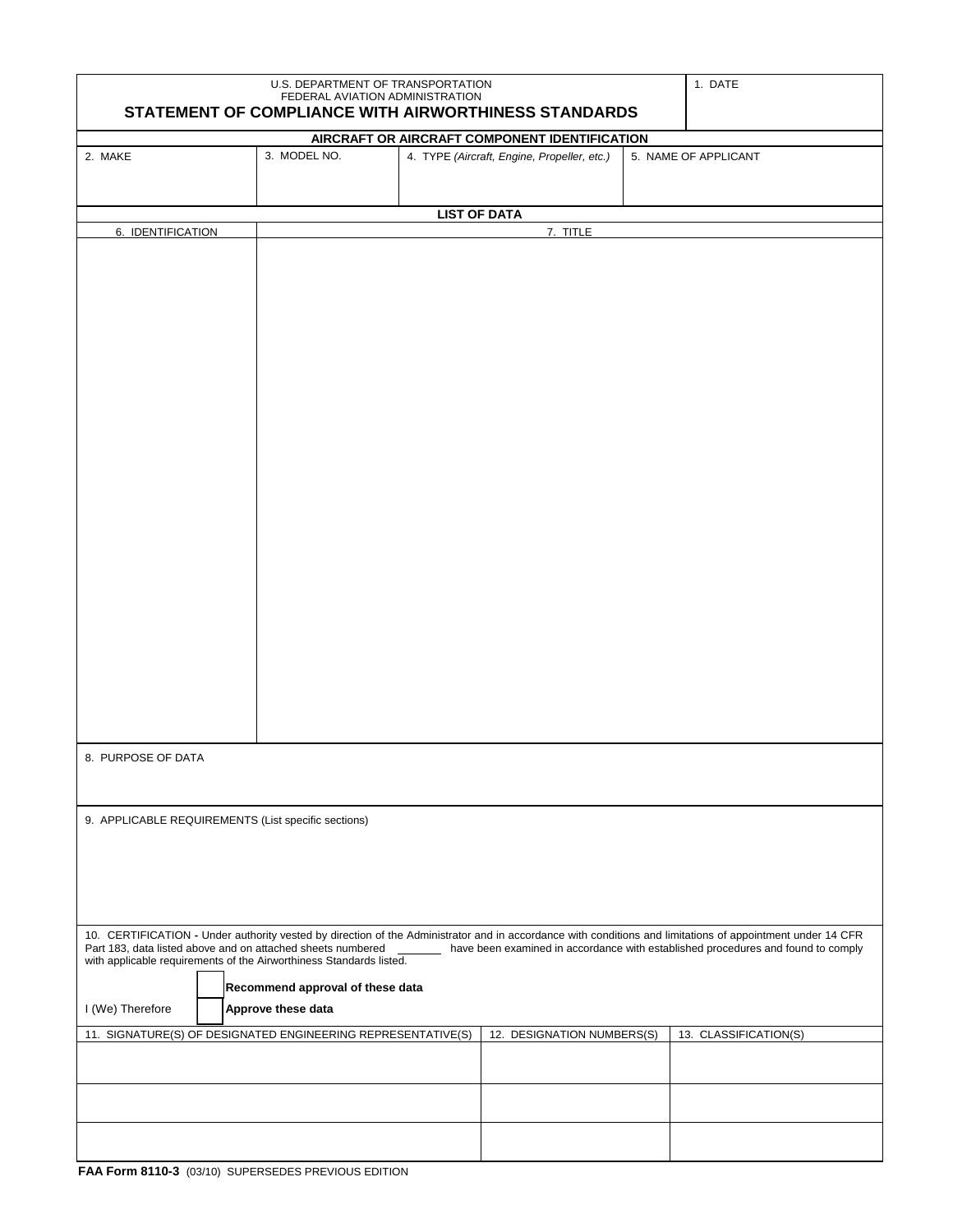U.S. DEPARTMENT OF TRANSPORTATION
FEDERAL AVIATION ADMINISTRATION

# STATEMENT OF COMPLIANCE WITH AIRWORTHINESS STANDARDS

1. DATE

## AIRCRAFT OR AIRCRAFT COMPONENT IDENTIFICATION

| 2. MAKE | 3. MODEL NO. | 4. TYPE *(Aircraft, Engine, Propeller, etc.)* | 5. NAME OF APPLICANT |
|---|---|---|---|
| | | | |

## LIST OF DATA

| 6. IDENTIFICATION | 7. TITLE |
|---|---|
| | |

8. PURPOSE OF DATA

9. APPLICABLE REQUIREMENTS (List specific sections)

10. CERTIFICATION **-** Under authority vested by direction of the Administrator and in accordance with conditions and limitations of appointment under 14 CFR Part 183, data listed above and on attached sheets numbered ________ have been examined in accordance with established procedures and found to comply with applicable requirements of the Airworthiness Standards listed.

I (We) Therefore

☐ **Recommend approval of these data**

☐ **Approve these data**

| 11. SIGNATURE(S) OF DESIGNATED ENGINEERING REPRESENTATIVE(S) | 12. DESIGNATION NUMBERS(S) | 13. CLASSIFICATION(S) |
|---|---|---|
| | | |
| | | |
| | | |

**FAA Form 8110-3** (03/10) SUPERSEDES PREVIOUS EDITION